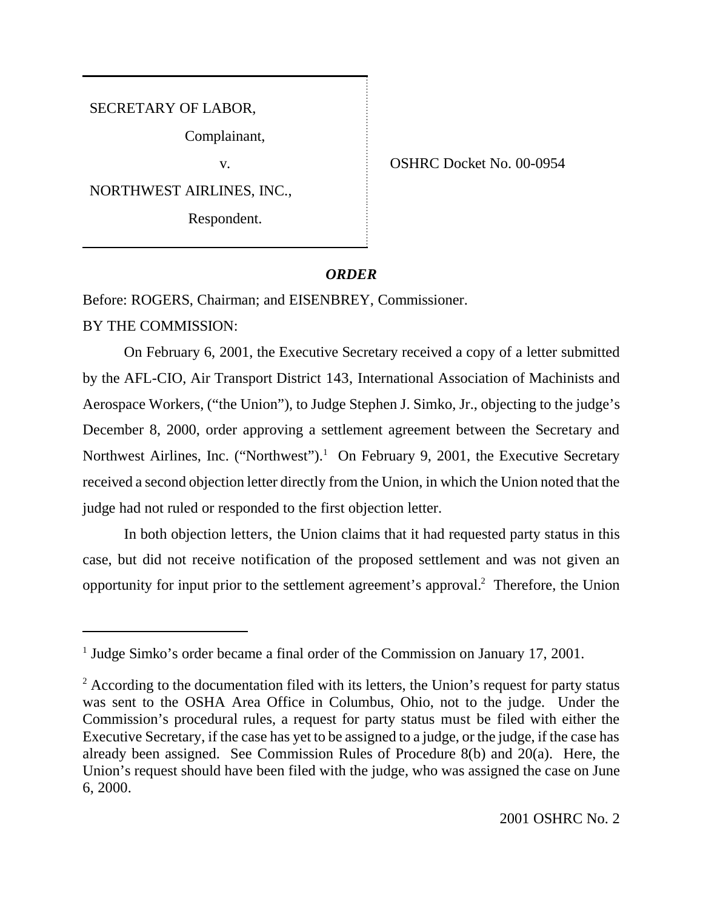SECRETARY OF LABOR,

Complainant,

v.

NORTHWEST AIRLINES, INC.,

Respondent.

OSHRC Docket No. 00-0954

## *ORDER*

Before: ROGERS, Chairman; and EISENBREY, Commissioner.

BY THE COMMISSION:

On February 6, 2001, the Executive Secretary received a copy of a letter submitted by the AFL-CIO, Air Transport District 143, International Association of Machinists and Aerospace Workers, ("the Union"), to Judge Stephen J. Simko, Jr., objecting to the judge's December 8, 2000, order approving a settlement agreement between the Secretary and Northwest Airlines, Inc. ("Northwest").[1] On February 9, 2001, the Executive Secretary received a second objection letter directly from the Union, in which the Union noted that the judge had not ruled or responded to the first objection letter.

In both objection letters, the Union claims that it had requested party status in this case, but did not receive notification of the proposed settlement and was not given an opportunity for input prior to the settlement agreement's approval.[2] Therefore, the Union

---

[1] Judge Simko's order became a final order of the Commission on January 17, 2001.

[2] According to the documentation filed with its letters, the Union's request for party status was sent to the OSHA Area Office in Columbus, Ohio, not to the judge. Under the Commission's procedural rules, a request for party status must be filed with either the Executive Secretary, if the case has yet to be assigned to a judge, or the judge, if the case has already been assigned. See Commission Rules of Procedure 8(b) and 20(a). Here, the Union's request should have been filed with the judge, who was assigned the case on June 6, 2000.

2001 OSHRC No. 2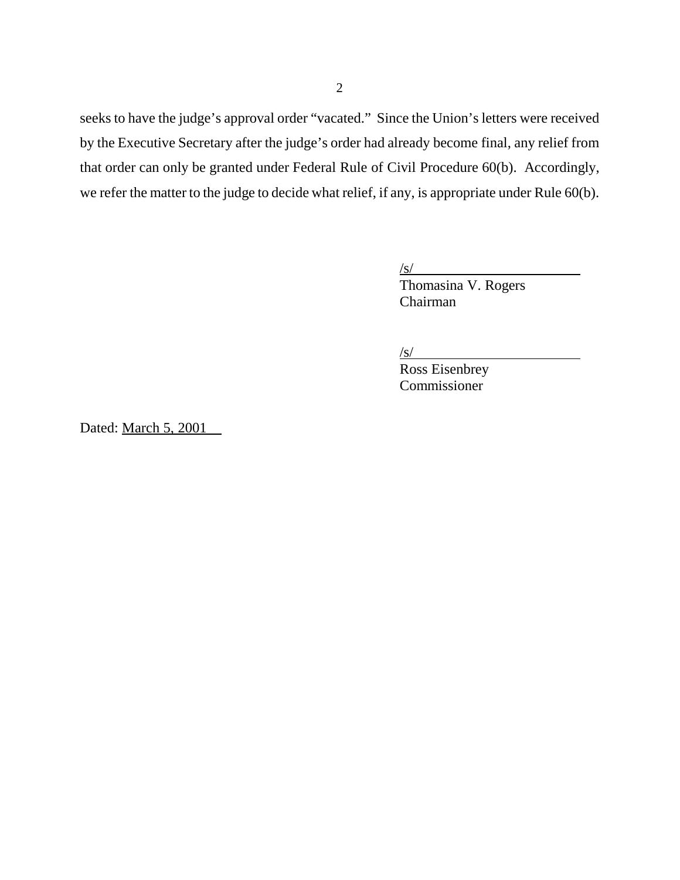seeks to have the judge's approval order "vacated." Since the Union's letters were received by the Executive Secretary after the judge's order had already become final, any relief from that order can only be granted under Federal Rule of Civil Procedure 60(b). Accordingly, we refer the matter to the judge to decide what relief, if any, is appropriate under Rule 60(b).

/s/
Thomasina V. Rogers
Chairman

/s/
Ross Eisenbrey
Commissioner

Dated: March 5, 2001